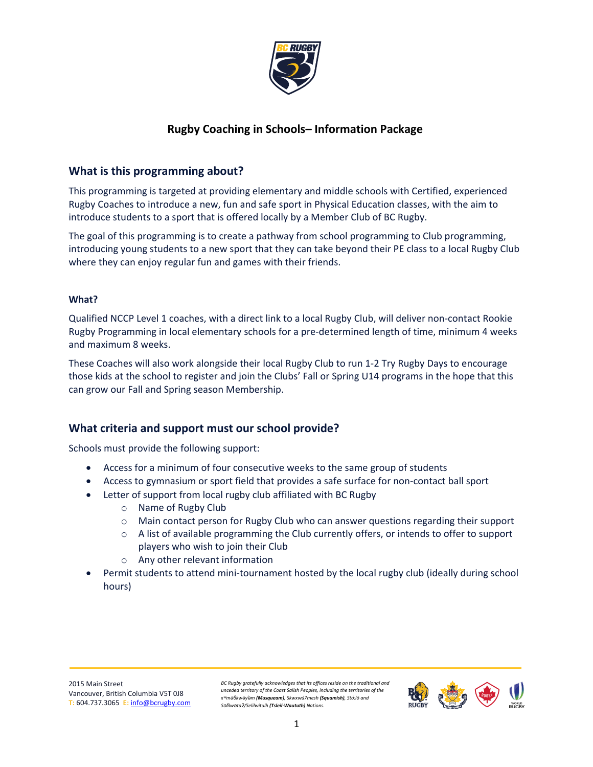# Rugby Coaching in Schools– Information Package

## What is this programming about?

This programming is targeted at providing elementary and middle schools with Certified, experienced Rugby Coaches to introduce a new, fun and safe sport in Physical Education classes, with the aim to introduce students to a sport that is offered locally by a Member Club of BC Rugby.

The goal of this programming is to create a pathway from school programming to Club programming, introducing young students to a new sport that they can take beyond their PE class to a local Rugby Club where they can enjoy regular fun and games with their friends.

### What?

Qualified NCCP Level 1 coaches, with a direct link to a local Rugby Club, will deliver non-contact Rookie Rugby Programming in local elementary schools for a pre-determined length of time, minimum 4 weeks and maximum 8 weeks.

These Coaches will also work alongside their local Rugby Club to run 1-2 Try Rugby Days to encourage those kids at the school to register and join the Clubs' Fall or Spring U14 programs in the hope that this can grow our Fall and Spring season Membership.

## What criteria and support must our school provide?

Schools must provide the following support:

- Access for a minimum of four consecutive weeks to the same group of students
- Access to gymnasium or sport field that provides a safe surface for non-contact ball sport
- Letter of support from local rugby club affiliated with BC Rugby
  - Name of Rugby Club
  - Main contact person for Rugby Club who can answer questions regarding their support
  - A list of available programming the Club currently offers, or intends to offer to support players who wish to join their Club
  - Any other relevant information
- Permit students to attend mini-tournament hosted by the local rugby club (ideally during school hours)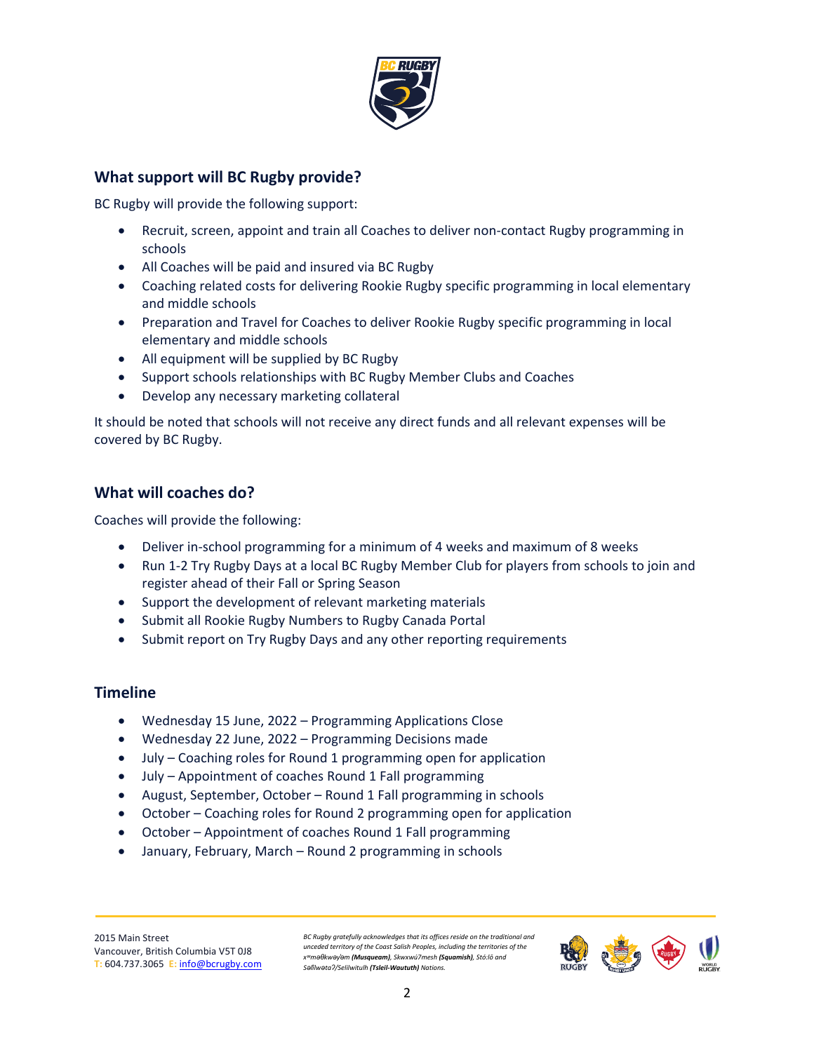## What support will BC Rugby provide?

BC Rugby will provide the following support:

- Recruit, screen, appoint and train all Coaches to deliver non-contact Rugby programming in schools
- All Coaches will be paid and insured via BC Rugby
- Coaching related costs for delivering Rookie Rugby specific programming in local elementary and middle schools
- Preparation and Travel for Coaches to deliver Rookie Rugby specific programming in local elementary and middle schools
- All equipment will be supplied by BC Rugby
- Support schools relationships with BC Rugby Member Clubs and Coaches
- Develop any necessary marketing collateral

It should be noted that schools will not receive any direct funds and all relevant expenses will be covered by BC Rugby.

## What will coaches do?

Coaches will provide the following:

- Deliver in-school programming for a minimum of 4 weeks and maximum of 8 weeks
- Run 1-2 Try Rugby Days at a local BC Rugby Member Club for players from schools to join and register ahead of their Fall or Spring Season
- Support the development of relevant marketing materials
- Submit all Rookie Rugby Numbers to Rugby Canada Portal
- Submit report on Try Rugby Days and any other reporting requirements

## Timeline

- Wednesday 15 June, 2022 – Programming Applications Close
- Wednesday 22 June, 2022 – Programming Decisions made
- July – Coaching roles for Round 1 programming open for application
- July – Appointment of coaches Round 1 Fall programming
- August, September, October – Round 1 Fall programming in schools
- October – Coaching roles for Round 2 programming open for application
- October – Appointment of coaches Round 1 Fall programming
- January, February, March – Round 2 programming in schools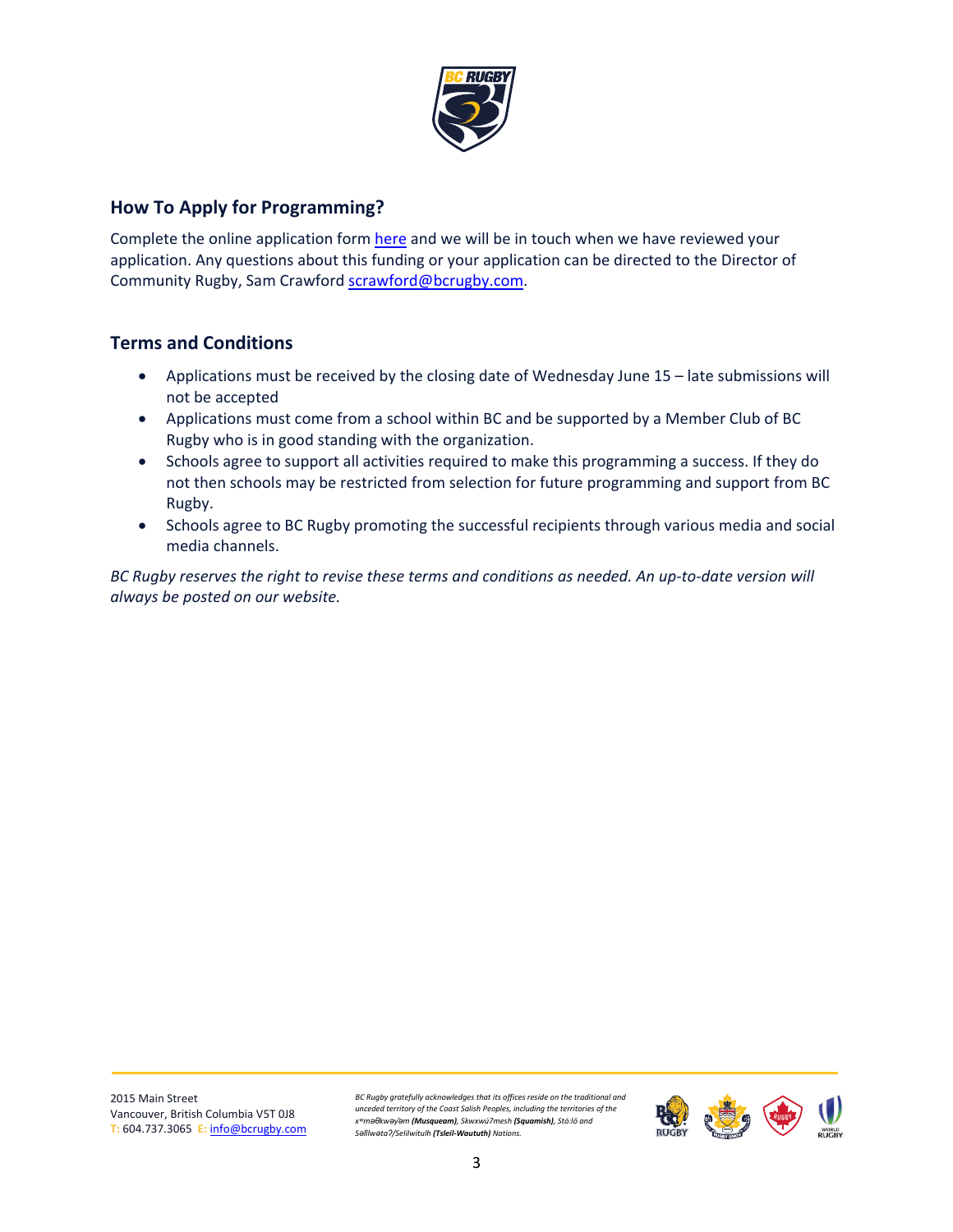## How To Apply for Programming?

Complete the online application form here and we will be in touch when we have reviewed your application. Any questions about this funding or your application can be directed to the Director of Community Rugby, Sam Crawford scrawford@bcrugby.com.

## Terms and Conditions

- Applications must be received by the closing date of Wednesday June 15 – late submissions will not be accepted
- Applications must come from a school within BC and be supported by a Member Club of BC Rugby who is in good standing with the organization.
- Schools agree to support all activities required to make this programming a success. If they do not then schools may be restricted from selection for future programming and support from BC Rugby.
- Schools agree to BC Rugby promoting the successful recipients through various media and social media channels.

*BC Rugby reserves the right to revise these terms and conditions as needed. An up-to-date version will always be posted on our website.*